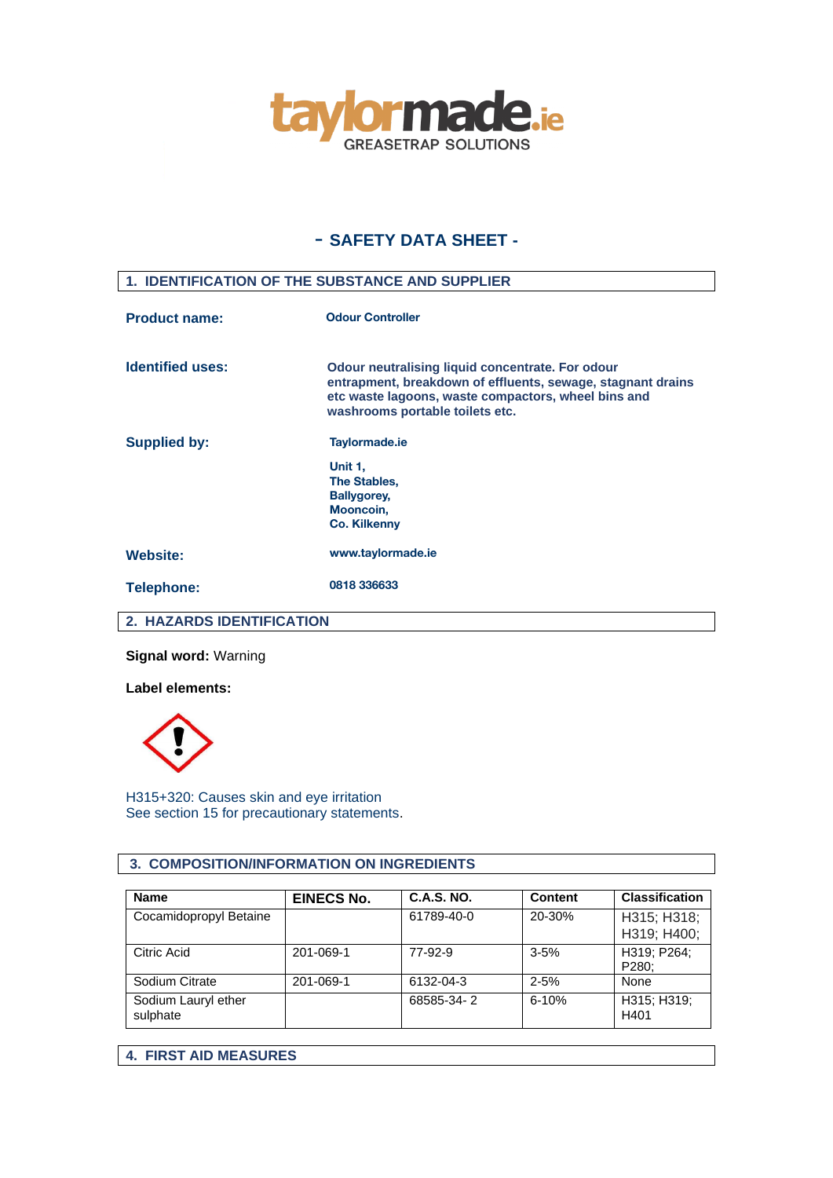taylormade.ie
GREASETRAP SOLUTIONS

# - SAFETY DATA SHEET -

## 1. IDENTIFICATION OF THE SUBSTANCE AND SUPPLIER

**Product name:** Odour Controller

**Identified uses:** Odour neutralising liquid concentrate. For odour entrapment, breakdown of effluents, sewage, stagnant drains etc waste lagoons, waste compactors, wheel bins and washrooms portable toilets etc.

**Supplied by:** Taylormade.ie

Unit 1,
The Stables,
Ballygorey,
Mooncoin,
Co. Kilkenny

**Website:** www.taylormade.ie

**Telephone:** 0818 336633

## 2. HAZARDS IDENTIFICATION

**Signal word:** Warning

**Label elements:**

H315+320: Causes skin and eye irritation
See section 15 for precautionary statements.

## 3. COMPOSITION/INFORMATION ON INGREDIENTS

| Name | EINECS No. | C.A.S. NO. | Content | Classification |
|---|---|---|---|---|
| Cocamidopropyl Betaine | | 61789-40-0 | 20-30% | H315; H318; H319; H400; |
| Citric Acid | 201-069-1 | 77-92-9 | 3-5% | H319; P264; P280; |
| Sodium Citrate | 201-069-1 | 6132-04-3 | 2-5% | None |
| Sodium Lauryl ether sulphate | | 68585-34- 2 | 6-10% | H315; H319; H401 |

## 4. FIRST AID MEASURES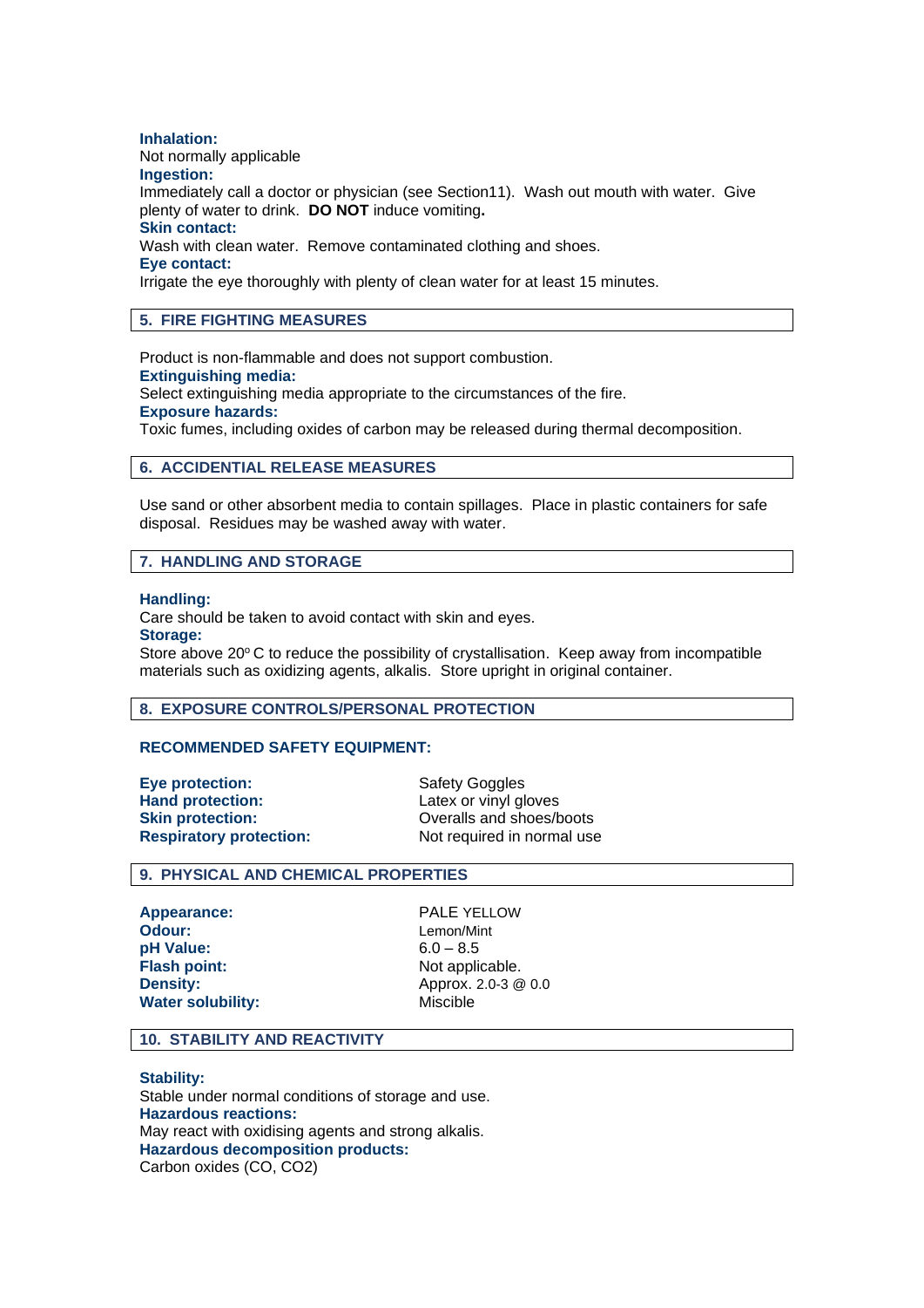**Inhalation:**
Not normally applicable

**Ingestion:**
Immediately call a doctor or physician (see Section11). Wash out mouth with water. Give plenty of water to drink. **DO NOT** induce vomiting**.**

**Skin contact:**
Wash with clean water. Remove contaminated clothing and shoes.

**Eye contact:**
Irrigate the eye thoroughly with plenty of clean water for at least 15 minutes.

## 5. FIRE FIGHTING MEASURES

Product is non-flammable and does not support combustion.

**Extinguishing media:**
Select extinguishing media appropriate to the circumstances of the fire.

**Exposure hazards:**
Toxic fumes, including oxides of carbon may be released during thermal decomposition.

## 6. ACCIDENTIAL RELEASE MEASURES

Use sand or other absorbent media to contain spillages. Place in plastic containers for safe disposal. Residues may be washed away with water.

## 7. HANDLING AND STORAGE

**Handling:**
Care should be taken to avoid contact with skin and eyes.

**Storage:**
Store above 20$^{o}$ C to reduce the possibility of crystallisation. Keep away from incompatible materials such as oxidizing agents, alkalis. Store upright in original container.

## 8. EXPOSURE CONTROLS/PERSONAL PROTECTION

**RECOMMENDED SAFETY EQUIPMENT:**

| | |
|---|---|
| **Eye protection:** | Safety Goggles |
| **Hand protection:** | Latex or vinyl gloves |
| **Skin protection:** | Overalls and shoes/boots |
| **Respiratory protection:** | Not required in normal use |

## 9. PHYSICAL AND CHEMICAL PROPERTIES

| | |
|---|---|
| **Appearance:** | PALE YELLOW |
| **Odour:** | Lemon/Mint |
| **pH Value:** | 6.0 – 8.5 |
| **Flash point:** | Not applicable. |
| **Density:** | Approx. 2.0-3 @ 0.0 |
| **Water solubility:** | Miscible |

## 10. STABILITY AND REACTIVITY

**Stability:**
Stable under normal conditions of storage and use.

**Hazardous reactions:**
May react with oxidising agents and strong alkalis.

**Hazardous decomposition products:**
Carbon oxides (CO, $CO_2$)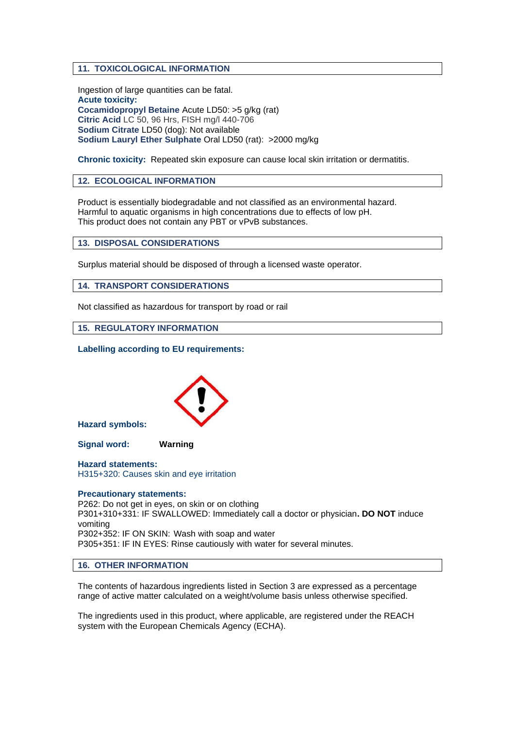## 11. TOXICOLOGICAL INFORMATION

Ingestion of large quantities can be fatal.

**Acute toxicity:**

**Cocamidopropyl Betaine** Acute LD50: >5 g/kg (rat)
**Citric Acid** LC 50, 96 Hrs, FISH mg/l 440-706
**Sodium Citrate** LD50 (dog): Not available
**Sodium Lauryl Ether Sulphate** Oral LD50 (rat): >2000 mg/kg

**Chronic toxicity:** Repeated skin exposure can cause local skin irritation or dermatitis.

## 12. ECOLOGICAL INFORMATION

Product is essentially biodegradable and not classified as an environmental hazard.
Harmful to aquatic organisms in high concentrations due to effects of low pH.
This product does not contain any PBT or vPvB substances.

## 13. DISPOSAL CONSIDERATIONS

Surplus material should be disposed of through a licensed waste operator.

## 14. TRANSPORT CONSIDERATIONS

Not classified as hazardous for transport by road or rail

## 15. REGULATORY INFORMATION

**Labelling according to EU requirements:**

**Hazard symbols:**

**Signal word:** **Warning**

**Hazard statements:**
H315+320: Causes skin and eye irritation

**Precautionary statements:**
P262: Do not get in eyes, on skin or on clothing
P301+310+331: IF SWALLOWED: Immediately call a doctor or physician**. DO NOT** induce vomiting
P302+352: IF ON SKIN: Wash with soap and water
P305+351: IF IN EYES: Rinse cautiously with water for several minutes.

## 16. OTHER INFORMATION

The contents of hazardous ingredients listed in Section 3 are expressed as a percentage range of active matter calculated on a weight/volume basis unless otherwise specified.

The ingredients used in this product, where applicable, are registered under the REACH system with the European Chemicals Agency (ECHA).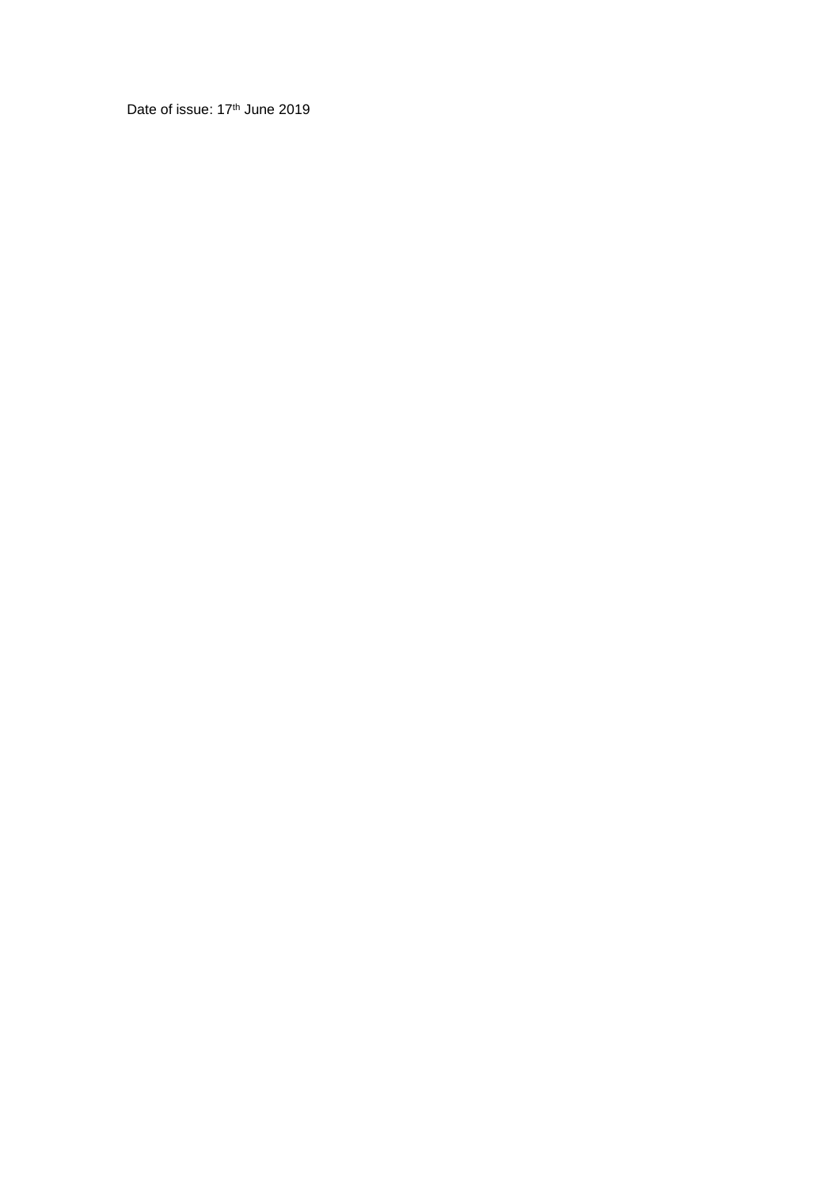Date of issue: 17th June 2019